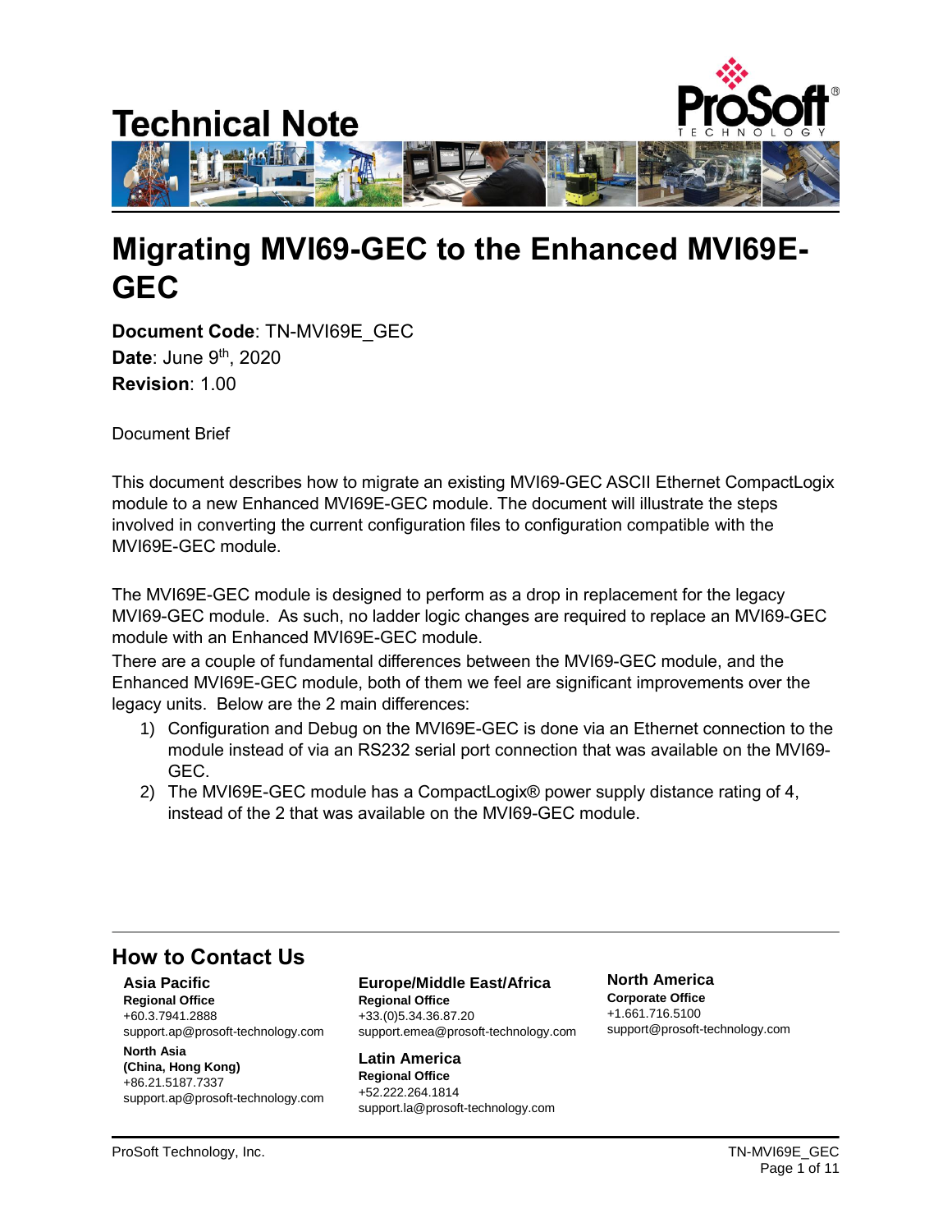# Technical Note

# Migrating MVI69-GEC to the Enhanced MVI69E-GEC

**Document Code**: TN-MVI69E_GEC
**Date**: June 9th, 2020
**Revision**: 1.00

Document Brief

This document describes how to migrate an existing MVI69-GEC ASCII Ethernet CompactLogix module to a new Enhanced MVI69E-GEC module. The document will illustrate the steps involved in converting the current configuration files to configuration compatible with the MVI69E-GEC module.

The MVI69E-GEC module is designed to perform as a drop in replacement for the legacy MVI69-GEC module. As such, no ladder logic changes are required to replace an MVI69-GEC module with an Enhanced MVI69E-GEC module.
There are a couple of fundamental differences between the MVI69-GEC module, and the Enhanced MVI69E-GEC module, both of them we feel are significant improvements over the legacy units. Below are the 2 main differences:

1) Configuration and Debug on the MVI69E-GEC is done via an Ethernet connection to the module instead of via an RS232 serial port connection that was available on the MVI69-GEC.
2) The MVI69E-GEC module has a CompactLogix® power supply distance rating of 4, instead of the 2 that was available on the MVI69-GEC module.

## How to Contact Us

**Asia Pacific**
**Regional Office**
+60.3.7941.2888
support.ap@prosoft-technology.com

**North Asia**
**(China, Hong Kong)**
+86.21.5187.7337
support.ap@prosoft-technology.com

**Europe/Middle East/Africa**
**Regional Office**
+33.(0)5.34.36.87.20
support.emea@prosoft-technology.com

**Latin America**
**Regional Office**
+52.222.264.1814
support.la@prosoft-technology.com

**North America**
**Corporate Office**
+1.661.716.5100
support@prosoft-technology.com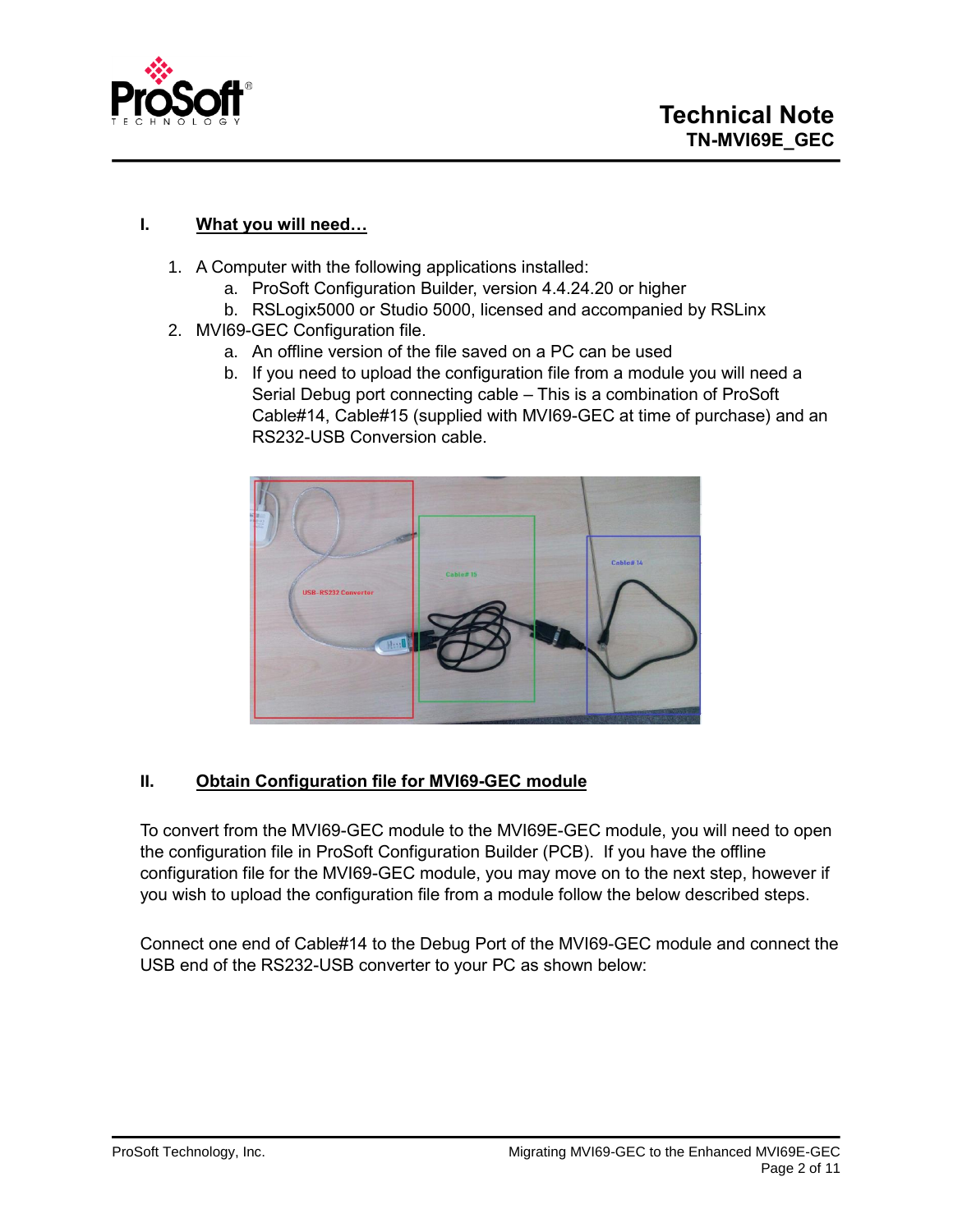## I. What you will need…

1. A Computer with the following applications installed:
   a. ProSoft Configuration Builder, version 4.4.24.20 or higher
   b. RSLogix5000 or Studio 5000, licensed and accompanied by RSLinx
2. MVI69-GEC Configuration file.
   a. An offline version of the file saved on a PC can be used
   b. If you need to upload the configuration file from a module you will need a Serial Debug port connecting cable – This is a combination of ProSoft Cable#14, Cable#15 (supplied with MVI69-GEC at time of purchase) and an RS232-USB Conversion cable.

## II. Obtain Configuration file for MVI69-GEC module

To convert from the MVI69-GEC module to the MVI69E-GEC module, you will need to open the configuration file in ProSoft Configuration Builder (PCB). If you have the offline configuration file for the MVI69-GEC module, you may move on to the next step, however if you wish to upload the configuration file from a module follow the below described steps.

Connect one end of Cable#14 to the Debug Port of the MVI69-GEC module and connect the USB end of the RS232-USB converter to your PC as shown below: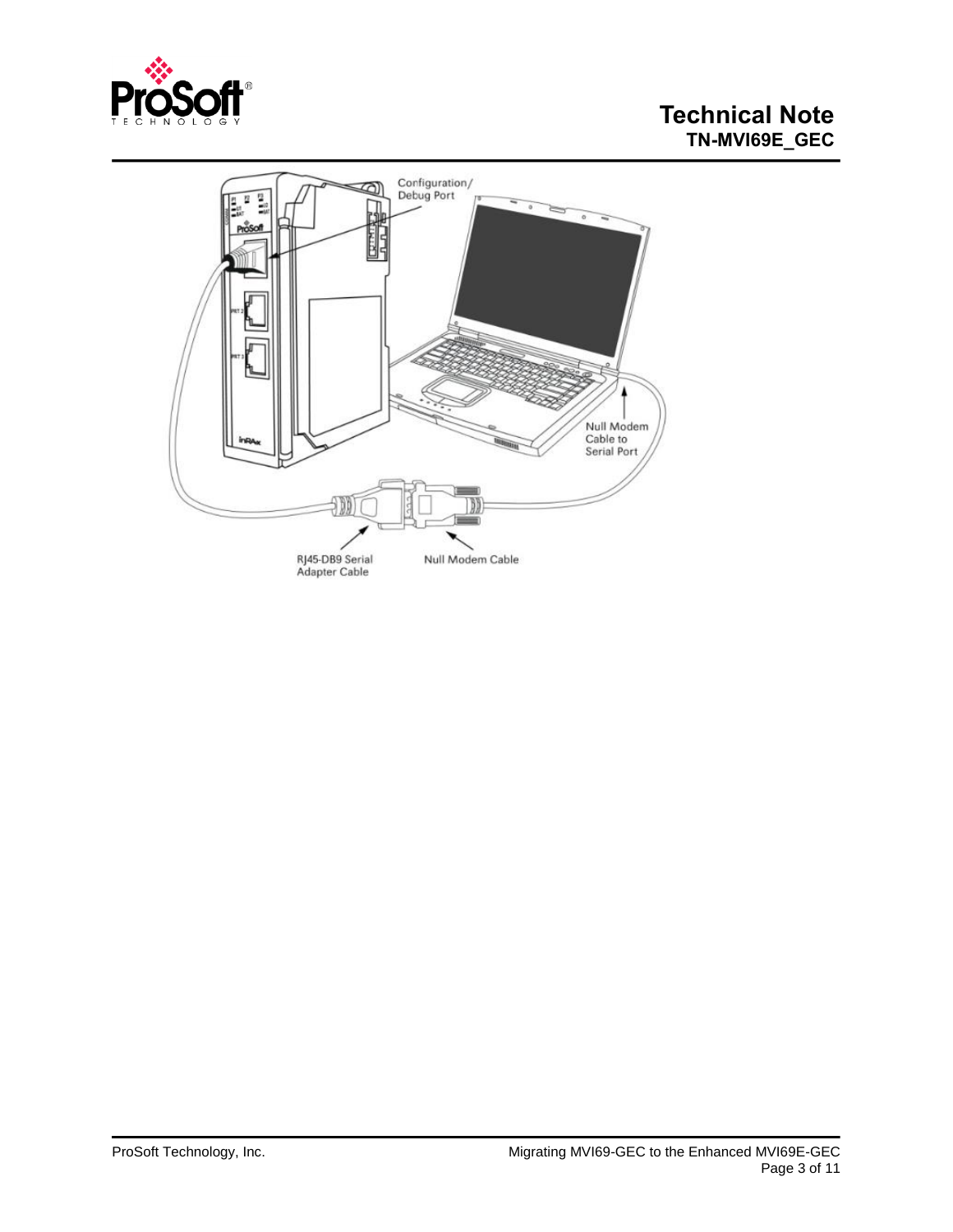Configuration/
Debug Port

Null Modem
Cable to
Serial Port

RJ45-DB9 Serial
Adapter Cable

Null Modem Cable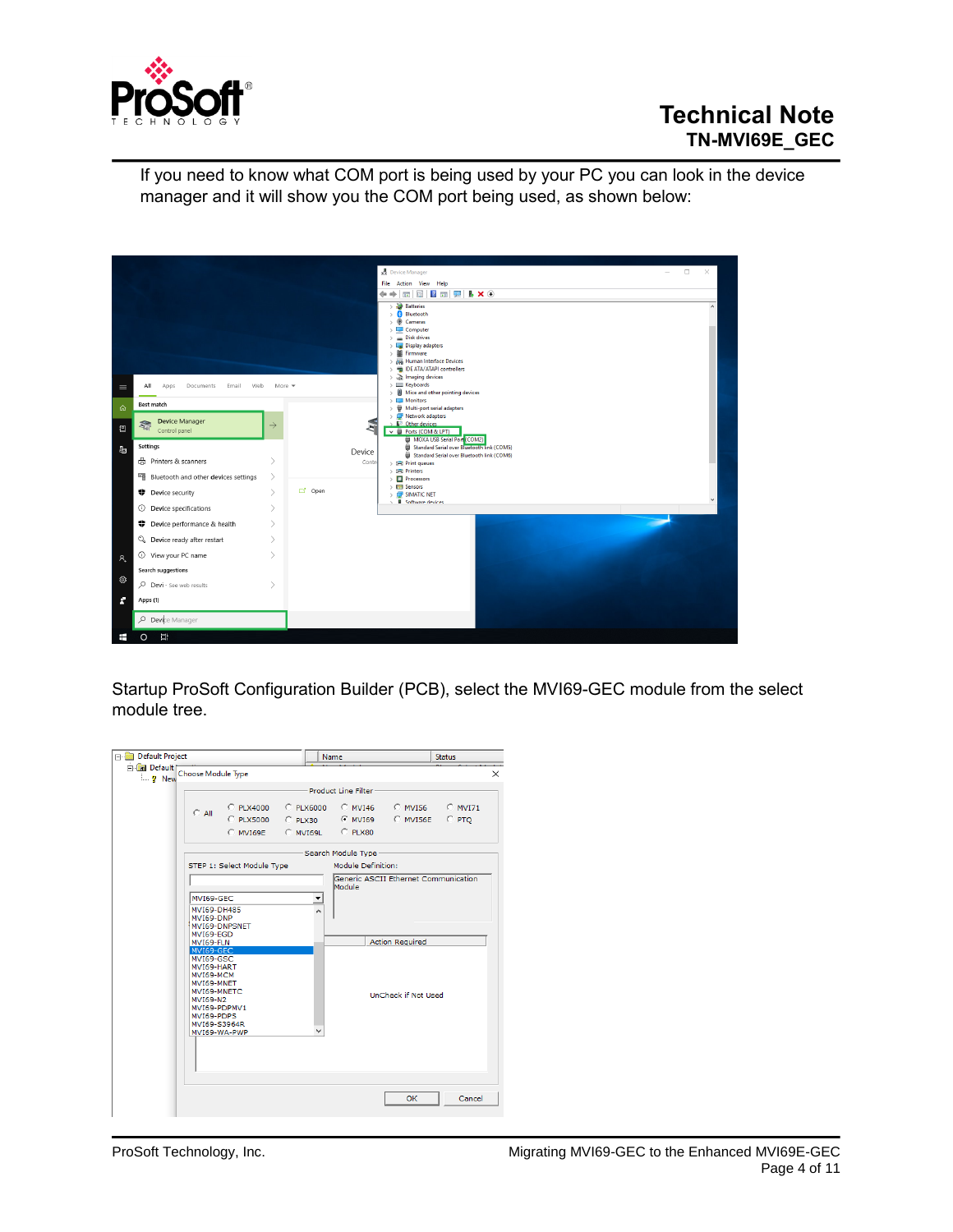If you need to know what COM port is being used by your PC you can look in the device manager and it will show you the COM port being used, as shown below:

Startup ProSoft Configuration Builder (PCB), select the MVI69-GEC module from the select module tree.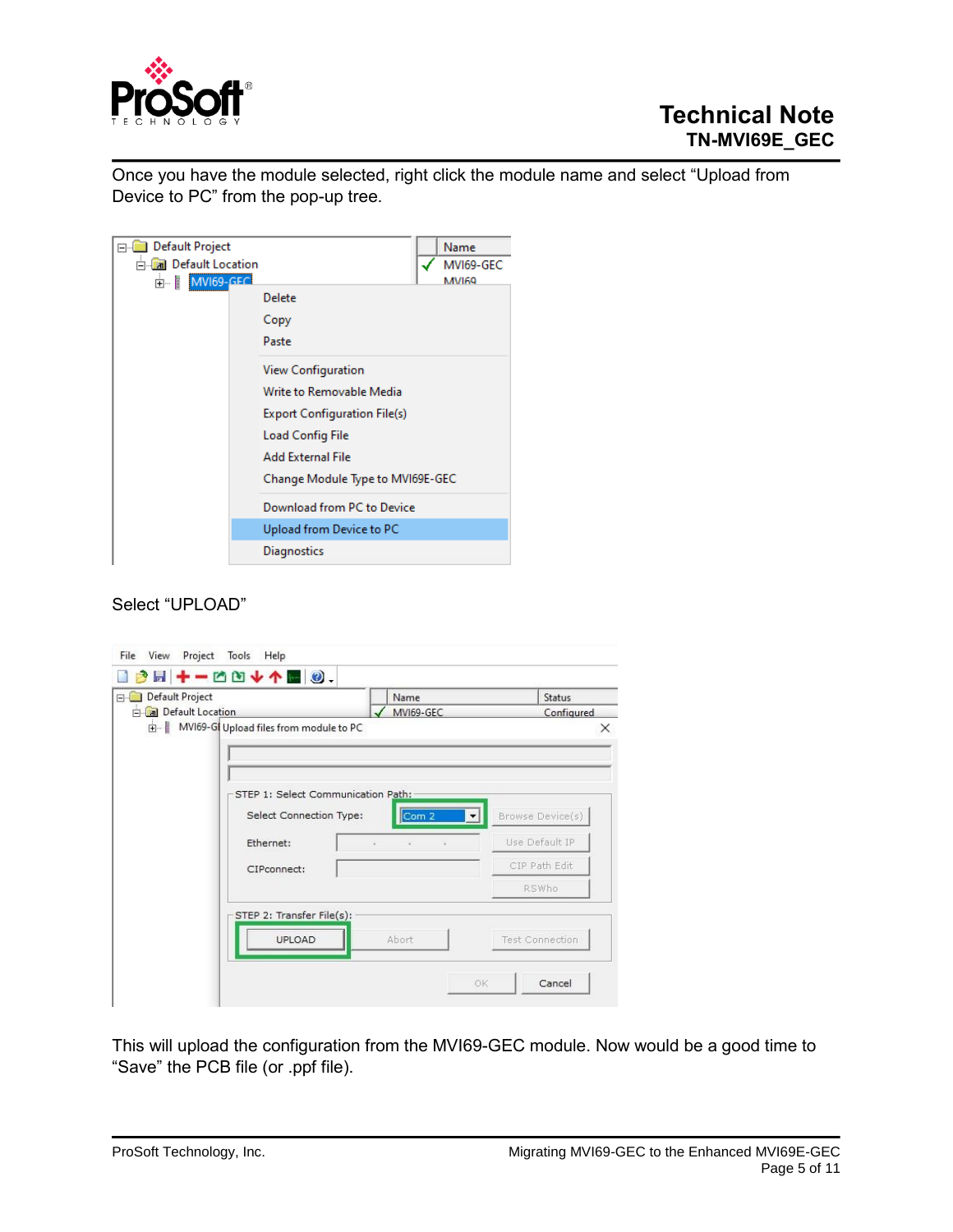Once you have the module selected, right click the module name and select “Upload from Device to PC” from the pop-up tree.

Select “UPLOAD”

This will upload the configuration from the MVI69-GEC module. Now would be a good time to “Save” the PCB file (or .ppf file).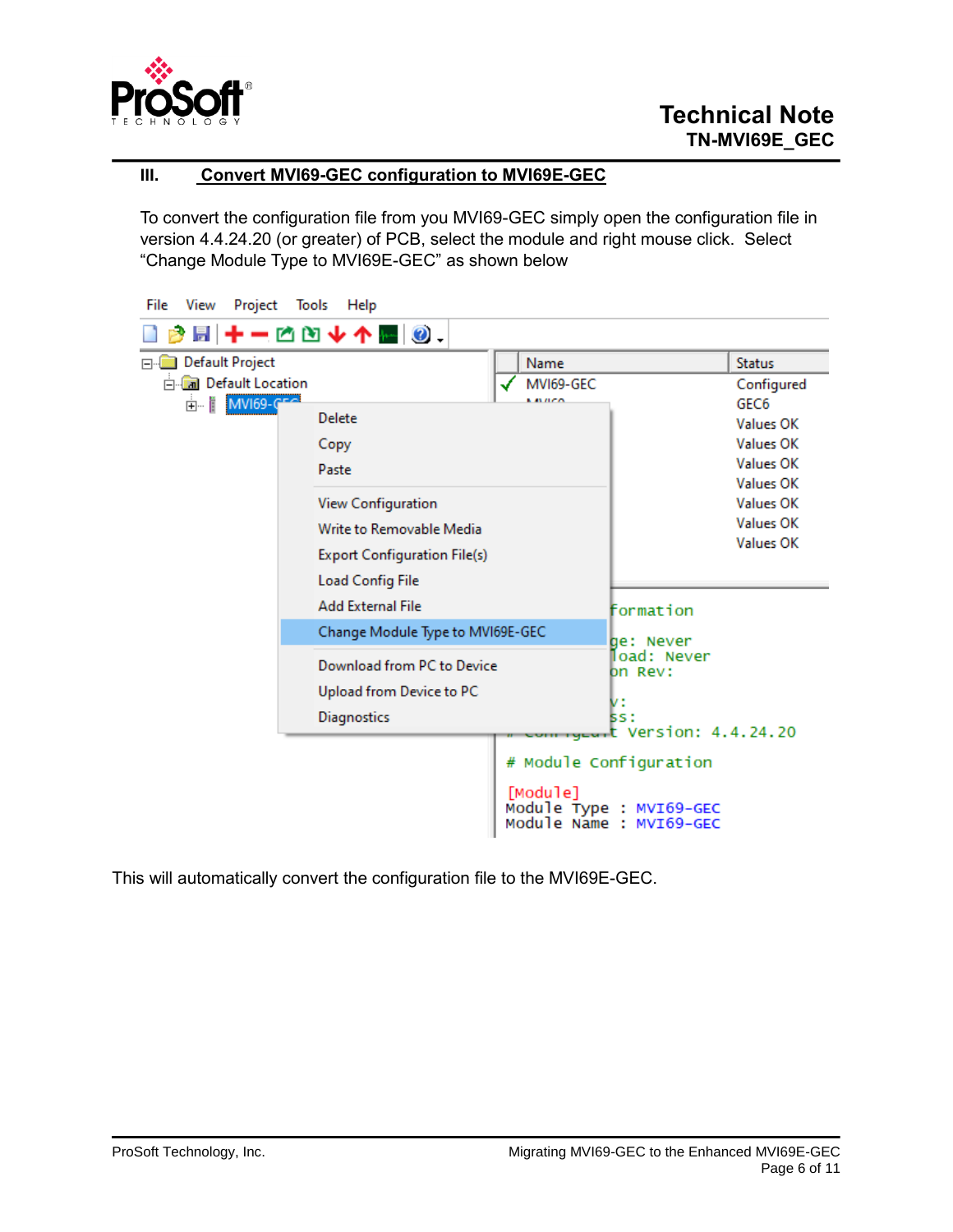## III. Convert MVI69-GEC configuration to MVI69E-GEC

To convert the configuration file from you MVI69-GEC simply open the configuration file in version 4.4.24.20 (or greater) of PCB, select the module and right mouse click. Select "Change Module Type to MVI69E-GEC" as shown below

This will automatically convert the configuration file to the MVI69E-GEC.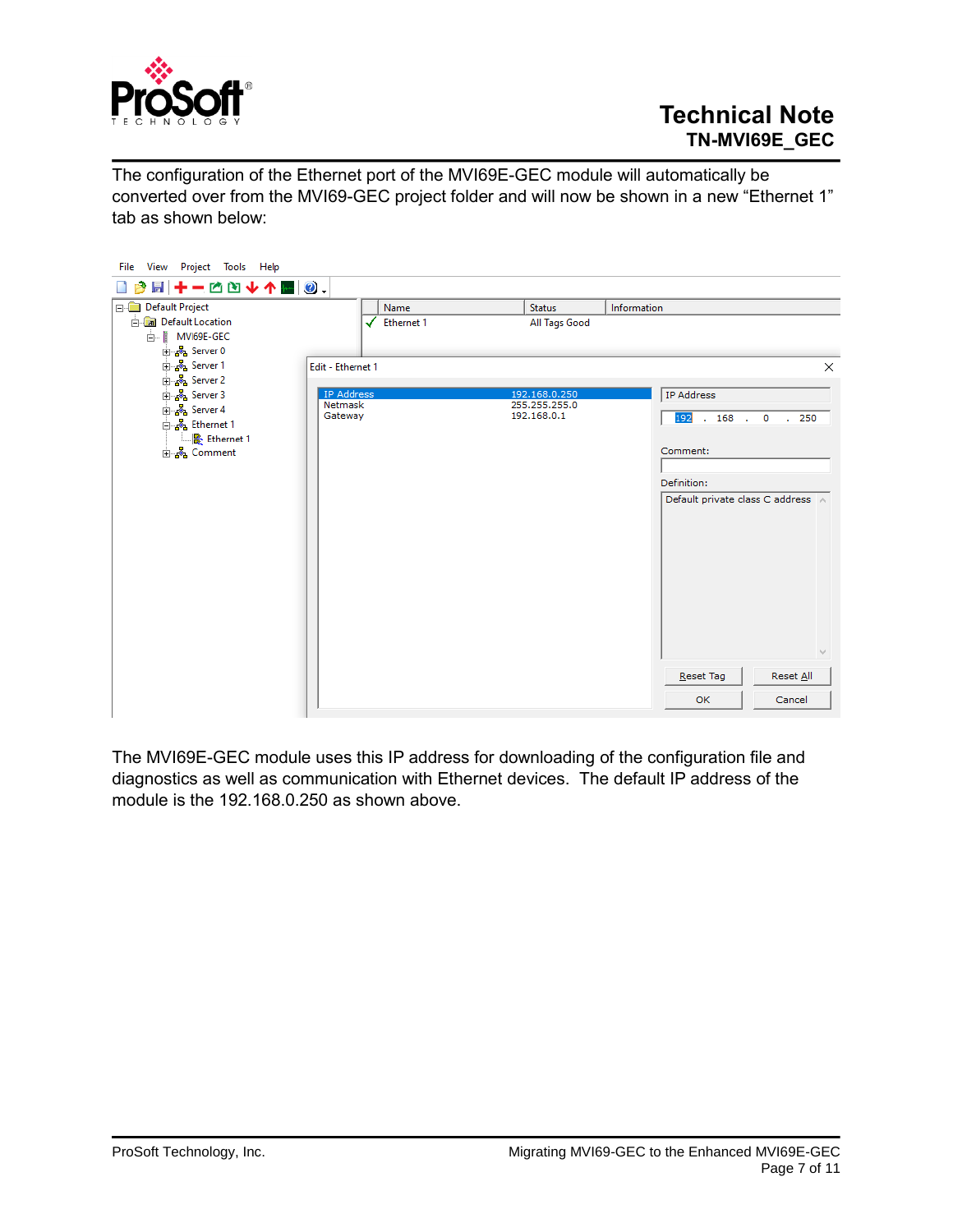The configuration of the Ethernet port of the MVI69E-GEC module will automatically be converted over from the MVI69-GEC project folder and will now be shown in a new “Ethernet 1” tab as shown below:

The MVI69E-GEC module uses this IP address for downloading of the configuration file and diagnostics as well as communication with Ethernet devices. The default IP address of the module is the 192.168.0.250 as shown above.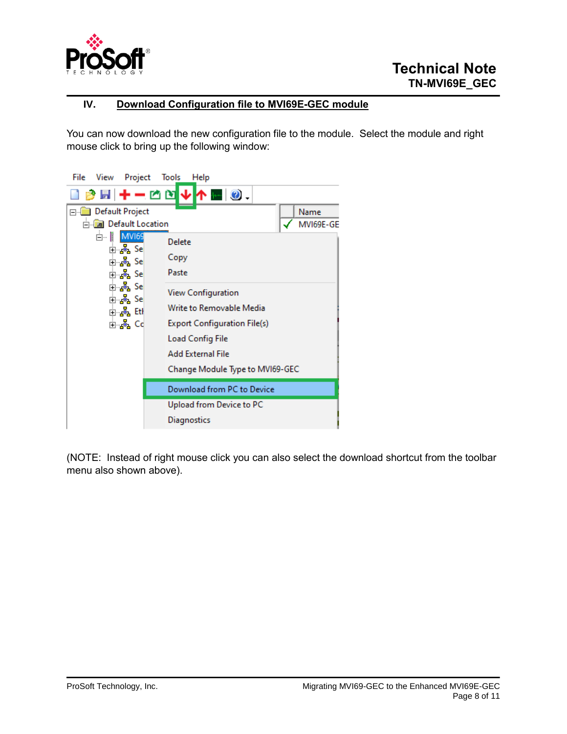## IV. Download Configuration file to MVI69E-GEC module

You can now download the new configuration file to the module. Select the module and right mouse click to bring up the following window:

(NOTE: Instead of right mouse click you can also select the download shortcut from the toolbar menu also shown above).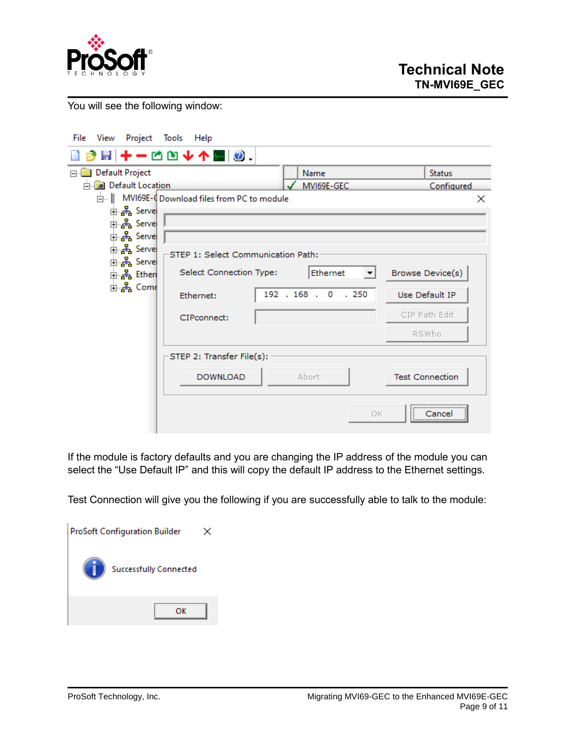You will see the following window:

If the module is factory defaults and you are changing the IP address of the module you can select the “Use Default IP” and this will copy the default IP address to the Ethernet settings.

Test Connection will give you the following if you are successfully able to talk to the module: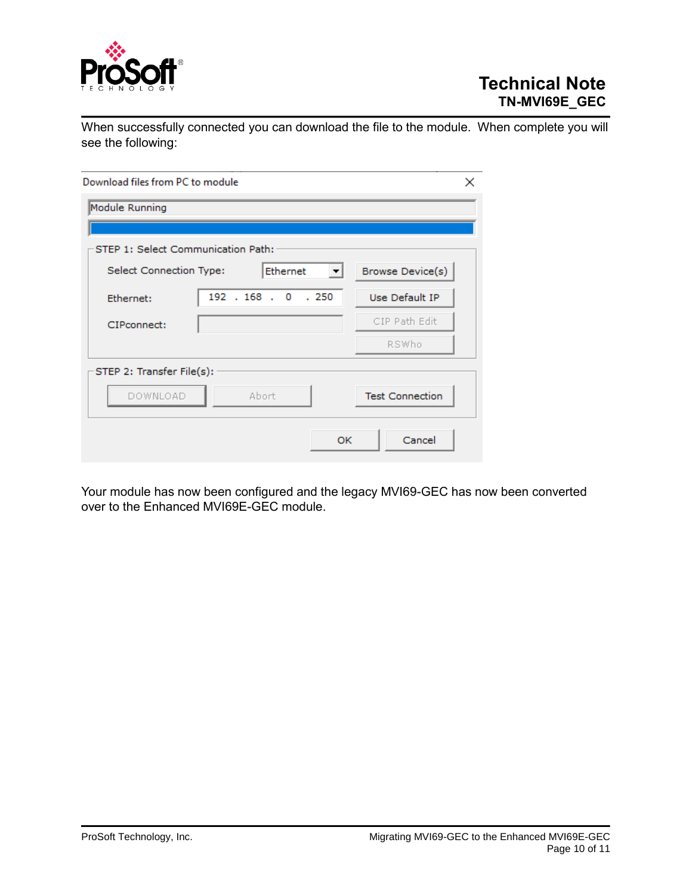When successfully connected you can download the file to the module. When complete you will see the following:

Download files from PC to module

Module Running

STEP 1: Select Communication Path:

Select Connection Type: Ethernet | Browse Device(s)

Ethernet: 192 . 168 . 0 . 250 | Use Default IP

CIPconnect: | CIP Path Edit

RSWho

STEP 2: Transfer File(s):

DOWNLOAD | Abort | Test Connection

OK | Cancel

Your module has now been configured and the legacy MVI69-GEC has now been converted over to the Enhanced MVI69E-GEC module.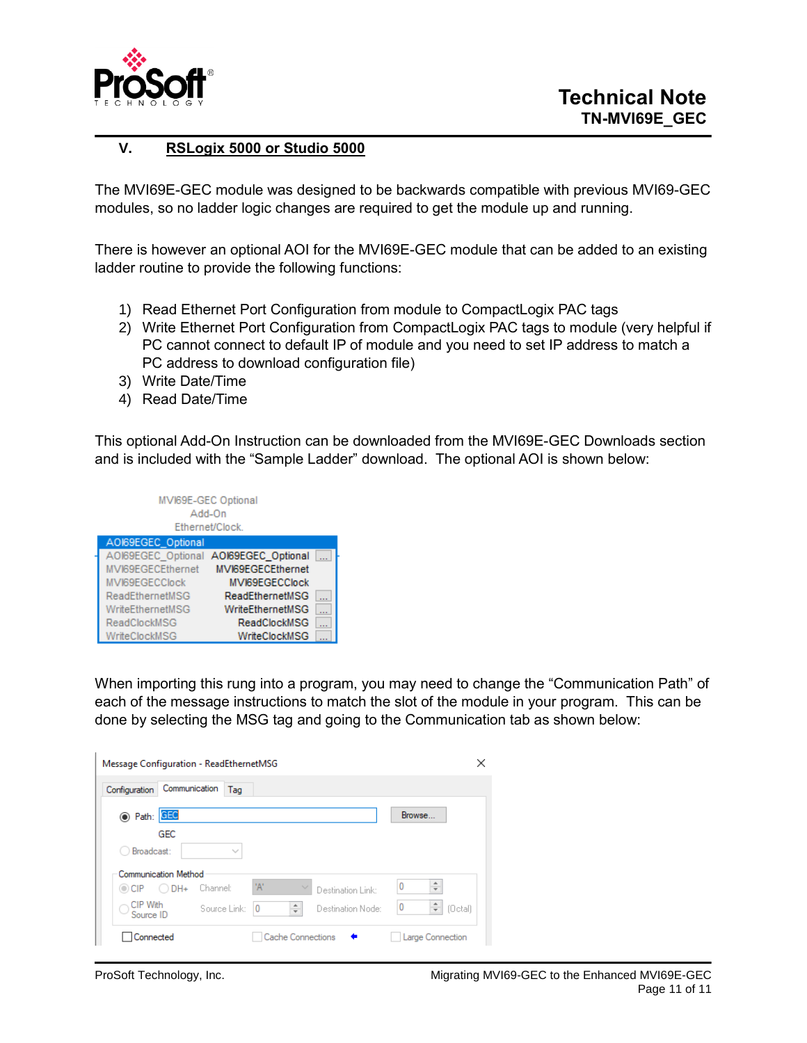## V. RSLogix 5000 or Studio 5000

The MVI69E-GEC module was designed to be backwards compatible with previous MVI69-GEC modules, so no ladder logic changes are required to get the module up and running.

There is however an optional AOI for the MVI69E-GEC module that can be added to an existing ladder routine to provide the following functions:

1) Read Ethernet Port Configuration from module to CompactLogix PAC tags
2) Write Ethernet Port Configuration from CompactLogix PAC tags to module (very helpful if PC cannot connect to default IP of module and you need to set IP address to match a PC address to download configuration file)
3) Write Date/Time
4) Read Date/Time

This optional Add-On Instruction can be downloaded from the MVI69E-GEC Downloads section and is included with the "Sample Ladder" download. The optional AOI is shown below:

MVI69E-GEC Optional
Add-On
Ethernet/Clock.

AOI69EGEC_Optional

| | |
|---|---|
| AOI69EGEC_Optional | AOI69EGEC_Optional |
| MVI69EGECEthernet | MVI69EGECEthernet |
| MVI69EGECClock | MVI69EGECClock |
| ReadEthernetMSG | ReadEthernetMSG |
| WriteEthernetMSG | WriteEthernetMSG |
| ReadClockMSG | ReadClockMSG |
| WriteClockMSG | WriteClockMSG |

When importing this rung into a program, you may need to change the "Communication Path" of each of the message instructions to match the slot of the module in your program. This can be done by selecting the MSG tag and going to the Communication tab as shown below:

Message Configuration - ReadEthernetMSG

Configuration | Communication | Tag

Path: GEC
GEC
Broadcast:

Communication Method
CIP | DH+ | Channel: 'A' | Destination Link: 0
CIP With Source ID | Source Link: 0 | Destination Node: 0 (Octal)

Connected | Cache Connections | Large Connection